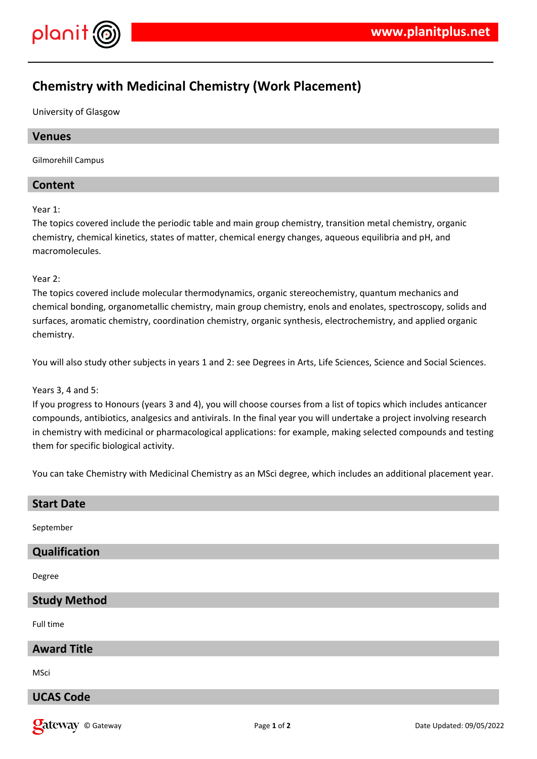# Chemistry with Medicinal Chemistry (Work Placement)

University of Glasgow

## Venues

Gilmorehill Campus

## Content

Year 1:
The topics covered include the periodic table and main group chemistry, transition metal chemistry, organic chemistry, chemical kinetics, states of matter, chemical energy changes, aqueous equilibria and pH, and macromolecules.

Year 2:
The topics covered include molecular thermodynamics, organic stereochemistry, quantum mechanics and chemical bonding, organometallic chemistry, main group chemistry, enols and enolates, spectroscopy, solids and surfaces, aromatic chemistry, coordination chemistry, organic synthesis, electrochemistry, and applied organic chemistry.

You will also study other subjects in years 1 and 2: see Degrees in Arts, Life Sciences, Science and Social Sciences.

Years 3, 4 and 5:
If you progress to Honours (years 3 and 4), you will choose courses from a list of topics which includes anticancer compounds, antibiotics, analgesics and antivirals. In the final year you will undertake a project involving research in chemistry with medicinal or pharmacological applications: for example, making selected compounds and testing them for specific biological activity.

You can take Chemistry with Medicinal Chemistry as an MSci degree, which includes an additional placement year.

## Start Date

September

## Qualification

Degree

## Study Method

Full time

## Award Title

MSci

## UCAS Code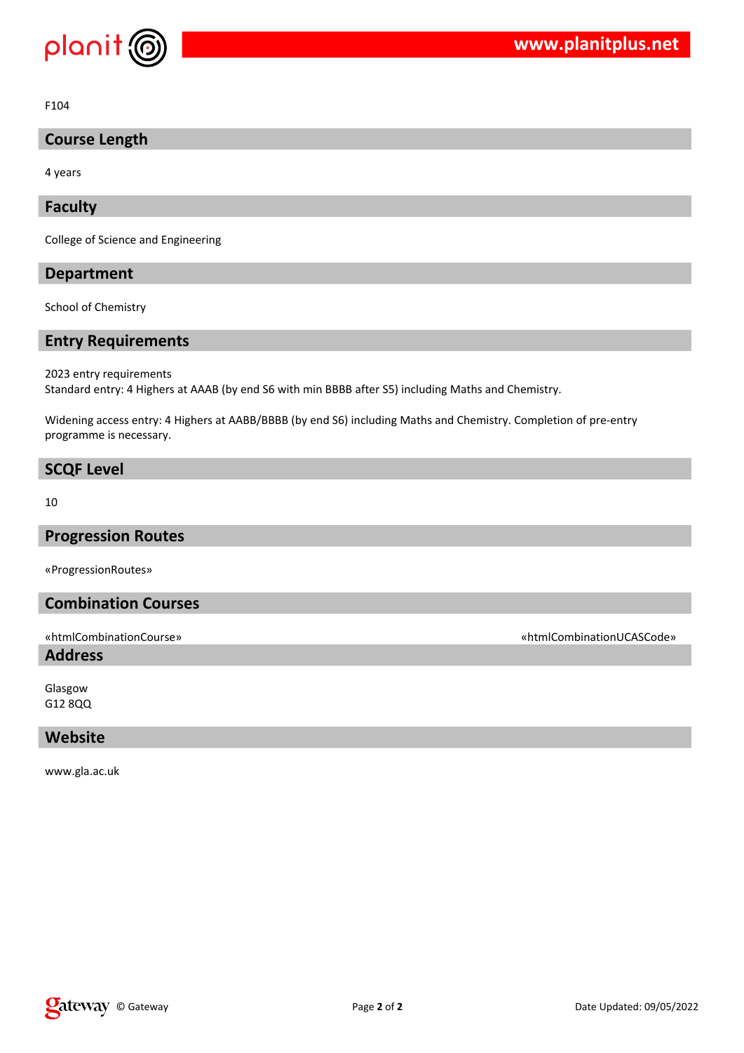F104

## Course Length

4 years

## Faculty

College of Science and Engineering

## Department

School of Chemistry

## Entry Requirements

2023 entry requirements
Standard entry: 4 Highers at AAAB (by end S6 with min BBBB after S5) including Maths and Chemistry.

Widening access entry: 4 Highers at AABB/BBBB (by end S6) including Maths and Chemistry. Completion of pre-entry programme is necessary.

## SCQF Level

10

## Progression Routes

«ProgressionRoutes»

## Combination Courses

«htmlCombinationCourse» «htmlCombinationUCASCode»

## Address

Glasgow
G12 8QQ

## Website

www.gla.ac.uk

Date Updated: 09/05/2022